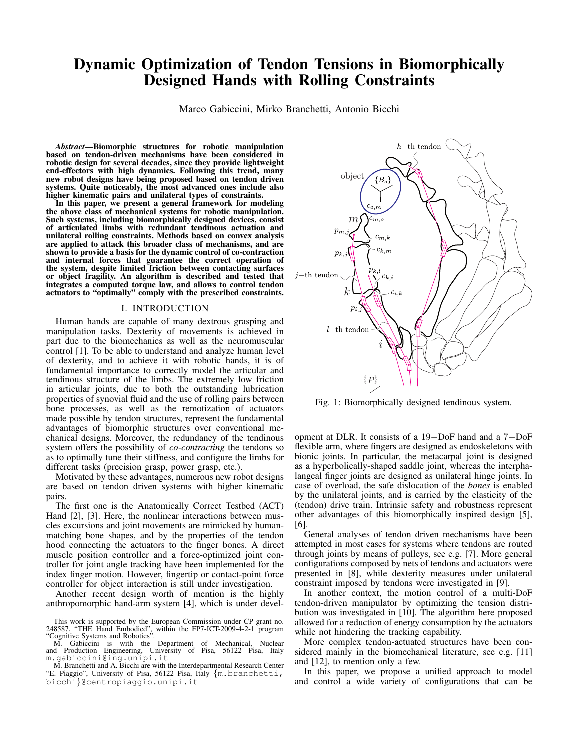# Dynamic Optimization of Tendon Tensions in Biomorphically Designed Hands with Rolling Constraints

Marco Gabiccini, Mirko Branchetti, Antonio Bicchi

***Abstract*—Biomorphic structures for robotic manipulation based on tendon-driven mechanisms have been considered in robotic design for several decades, since they provide lightweight end-effectors with high dynamics. Following this trend, many new robot designs have being proposed based on tendon driven systems. Quite noticeably, the most advanced ones include also higher kinematic pairs and unilateral types of constraints.**

**In this paper, we present a general framework for modeling the above class of mechanical systems for robotic manipulation. Such systems, including biomorphically designed devices, consist of articulated limbs with redundant tendinous actuation and unilateral rolling constraints. Methods based on convex analysis are applied to attack this broader class of mechanisms, and are shown to provide a basis for the dynamic control of co-contraction and internal forces that guarantee the correct operation of the system, despite limited friction between contacting surfaces or object fragility. An algorithm is described and tested that integrates a computed torque law, and allows to control tendon actuators to "optimally" comply with the prescribed constraints.**

## I. INTRODUCTION

Human hands are capable of many dextrous grasping and manipulation tasks. Dexterity of movements is achieved in part due to the biomechanics as well as the neuromuscular control [1]. To be able to understand and analyze human level of dexterity, and to achieve it with robotic hands, it is of fundamental importance to correctly model the articular and tendinous structure of the limbs. The extremely low friction in articular joints, due to both the outstanding lubrication properties of synovial fluid and the use of rolling pairs between bone processes, as well as the remotization of actuators made possible by tendon structures, represent the fundamental advantages of biomorphic structures over conventional mechanical designs. Moreover, the redundancy of the tendinous system offers the possibility of *co-contracting* the tendons so as to optimally tune their stiffness, and configure the limbs for different tasks (precision grasp, power grasp, etc.).

Motivated by these advantages, numerous new robot designs are based on tendon driven systems with higher kinematic pairs.

The first one is the Anatomically Correct Testbed (ACT) Hand [2], [3]. Here, the nonlinear interactions between muscles excursions and joint movements are mimicked by human-matching bone shapes, and by the properties of the tendon hood connecting the actuators to the finger bones. A direct muscle position controller and a force-optimized joint controller for joint angle tracking have been implemented for the index finger motion. However, fingertip or contact-point force controller for object interaction is still under investigation.

Another recent design worth of mention is the highly anthropomorphic hand-arm system [4], which is under development at DLR. It consists of a $19-$DoF hand and a $7-$DoF flexible arm, where fingers are designed as endoskeletons with bionic joints. In particular, the metacarpal joint is designed as a hyperbolically-shaped saddle joint, whereas the interphalangeal finger joints are designed as unilateral hinge joints. In case of overload, the safe dislocation of the *bones* is enabled by the unilateral joints, and is carried by the elasticity of the (tendon) drive train. Intrinsic safety and robustness represent other advantages of this biomorphically inspired design [5], [6].

Fig. 1: Biomorphically designed tendinous system.

General analyses of tendon driven mechanisms have been attempted in most cases for systems where tendons are routed through joints by means of pulleys, see e.g. [7]. More general configurations composed by nets of tendons and actuators were presented in [8], while dexterity measures under unilateral constraint imposed by tendons were investigated in [9].

In another context, the motion control of a multi-DoF tendon-driven manipulator by optimizing the tension distribution was investigated in [10]. The algorithm here proposed allowed for a reduction of energy consumption by the actuators while not hindering the tracking capability.

More complex tendon-actuated structures have been considered mainly in the biomechanical literature, see e.g. [11] and [12], to mention only a few.

In this paper, we propose a unified approach to model and control a wide variety of configurations that can be

This work is supported by the European Commission under CP grant no. 248587, "THE Hand Embodied", within the FP7-ICT-2009-4-2-1 program "Cognitive Systems and Robotics".

M. Gabiccini is with the Department of Mechanical, Nuclear and Production Engineering, University of Pisa, 56122 Pisa, Italy m.gabiccini@ing.unipi.it

M. Branchetti and A. Bicchi are with the Interdepartmental Research Center "E. Piaggio", University of Pisa, 56122 Pisa, Italy {m.branchetti, bicchi}@centropiaggio.unipi.it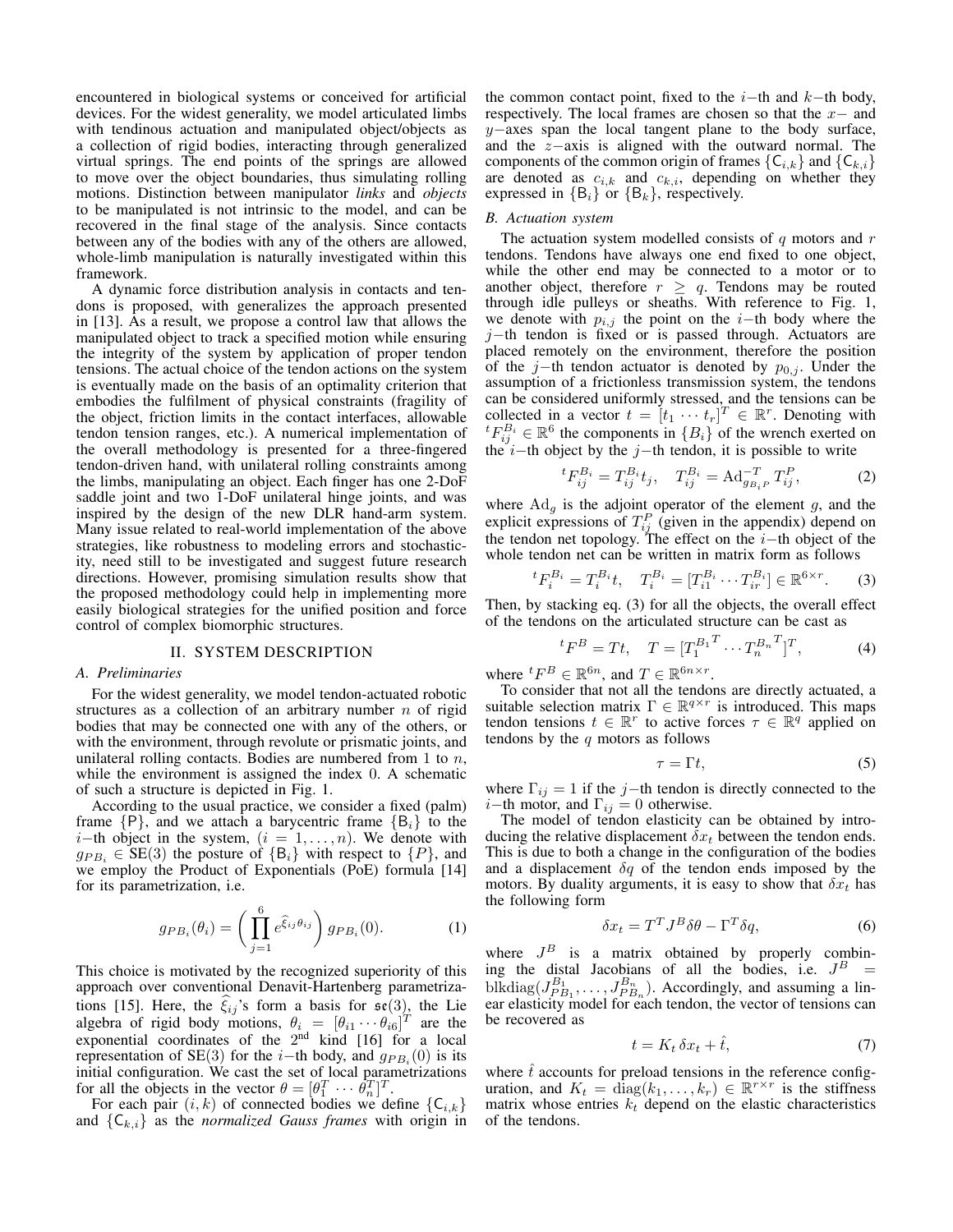encountered in biological systems or conceived for artificial devices. For the widest generality, we model articulated limbs with tendinous actuation and manipulated object/objects as a collection of rigid bodies, interacting through generalized virtual springs. The end points of the springs are allowed to move over the object boundaries, thus simulating rolling motions. Distinction between manipulator *links* and *objects* to be manipulated is not intrinsic to the model, and can be recovered in the final stage of the analysis. Since contacts between any of the bodies with any of the others are allowed, whole-limb manipulation is naturally investigated within this framework.

A dynamic force distribution analysis in contacts and tendons is proposed, with generalizes the approach presented in [13]. As a result, we propose a control law that allows the manipulated object to track a specified motion while ensuring the integrity of the system by application of proper tendon tensions. The actual choice of the tendon actions on the system is eventually made on the basis of an optimality criterion that embodies the fulfilment of physical constraints (fragility of the object, friction limits in the contact interfaces, allowable tendon tension ranges, etc.). A numerical implementation of the overall methodology is presented for a three-fingered tendon-driven hand, with unilateral rolling constraints among the limbs, manipulating an object. Each finger has one 2-DoF saddle joint and two 1-DoF unilateral hinge joints, and was inspired by the design of the new DLR hand-arm system. Many issue related to real-world implementation of the above strategies, like robustness to modeling errors and stochasticity, need still to be investigated and suggest future research directions. However, promising simulation results show that the proposed methodology could help in implementing more easily biological strategies for the unified position and force control of complex biomorphic structures.

## II. SYSTEM DESCRIPTION

### A. Preliminaries

For the widest generality, we model tendon-actuated robotic structures as a collection of an arbitrary number $n$ of rigid bodies that may be connected one with any of the others, or with the environment, through revolute or prismatic joints, and unilateral rolling contacts. Bodies are numbered from 1 to $n$, while the environment is assigned the index 0. A schematic of such a structure is depicted in Fig. 1.

According to the usual practice, we consider a fixed (palm) frame $\{P\}$, and we attach a barycentric frame $\{B_i\}$ to the $i-$th object in the system, $(i = 1, \ldots, n)$. We denote with $g_{PB_i} \in SE(3)$ the posture of $\{B_i\}$ with respect to $\{P\}$, and we employ the Product of Exponentials (PoE) formula [14] for its parametrization, i.e.

$$g_{PB_i}(\theta_i) = \left( \prod_{j=1}^{6} e^{\widehat{\xi}_{ij}\theta_{ij}} \right) g_{PB_i}(0). \tag{1}$$

This choice is motivated by the recognized superiority of this approach over conventional Denavit-Hartenberg parametrizations [15]. Here, the $\widehat{\xi}_{ij}$'s form a basis for $\mathfrak{se}(3)$, the Lie algebra of rigid body motions, $\theta_i = [\theta_{i1} \cdots \theta_{i6}]^T$ are the exponential coordinates of the 2[nd] kind [16] for a local representation of SE(3) for the $i-$th body, and $g_{PB_i}(0)$ is its initial configuration. We cast the set of local parametrizations for all the objects in the vector $\theta = [\theta_1^T \cdots \theta_n^T]^T$.

For each pair $(i, k)$ of connected bodies we define $\{C_{i,k}\}$ and $\{C_{k,i}\}$ as the *normalized Gauss frames* with origin in the common contact point, fixed to the $i-$th and $k-$th body, respectively. The local frames are chosen so that the $x-$ and $y-$axes span the local tangent plane to the body surface, and the $z-$axis is aligned with the outward normal. The components of the common origin of frames $\{C_{i,k}\}$ and $\{C_{k,i}\}$ are denoted as $c_{i,k}$ and $c_{k,i}$, depending on whether they expressed in $\{B_i\}$ or $\{B_k\}$, respectively.

### B. Actuation system

The actuation system modelled consists of $q$ motors and $r$ tendons. Tendons have always one end fixed to one object, while the other end may be connected to a motor or to another object, therefore $r \geq q$. Tendons may be routed through idle pulleys or sheaths. With reference to Fig. 1, we denote with $p_{i,j}$ the point on the $i-$th body where the $j-$th tendon is fixed or is passed through. Actuators are placed remotely on the environment, therefore the position of the $j-$th tendon actuator is denoted by $p_{0,j}$. Under the assumption of a frictionless transmission system, the tendons can be considered uniformly stressed, and the tensions can be collected in a vector $t = [t_1 \cdots t_r]^T \in \mathbb{R}^r$. Denoting with ${}^tF_{ij}^{B_i} \in \mathbb{R}^6$ the components in $\{B_i\}$ of the wrench exerted on the $i-$th object by the $j-$th tendon, it is possible to write

$${}^tF_{ij}^{B_i} = T_{ij}^{B_i} t_j, \quad T_{ij}^{B_i} = \mathrm{Ad}_{g_{B_i P}}^{-T} T_{ij}^P, \tag{2}$$

where $\mathrm{Ad}_g$ is the adjoint operator of the element $g$, and the explicit expressions of $T_{ij}^P$ (given in the appendix) depend on the tendon net topology. The effect on the $i-$th object of the whole tendon net can be written in matrix form as follows

$${}^tF_i^{B_i} = T_i^{B_i} t, \quad T_i^{B_i} = [T_{i1}^{B_i} \cdots T_{ir}^{B_i}] \in \mathbb{R}^{6 \times r}. \tag{3}$$

Then, by stacking eq. (3) for all the objects, the overall effect of the tendons on the articulated structure can be cast as

$${}^tF^B = Tt, \quad T = [T_1^{B_1\,T} \cdots T_n^{B_n\,T}]^T, \tag{4}$$

where ${}^tF^B \in \mathbb{R}^{6n}$, and $T \in \mathbb{R}^{6n \times r}$.

To consider that not all the tendons are directly actuated, a suitable selection matrix $\Gamma \in \mathbb{R}^{q \times r}$ is introduced. This maps tendon tensions $t \in \mathbb{R}^r$ to active forces $\tau \in \mathbb{R}^q$ applied on tendons by the $q$ motors as follows

$$\tau = \Gamma t, \tag{5}$$

where $\Gamma_{ij} = 1$ if the $j-$th tendon is directly connected to the $i-$th motor, and $\Gamma_{ij} = 0$ otherwise.

The model of tendon elasticity can be obtained by introducing the relative displacement $\delta x_t$ between the tendon ends. This is due to both a change in the configuration of the bodies and a displacement $\delta q$ of the tendon ends imposed by the motors. By duality arguments, it is easy to show that $\delta x_t$ has the following form

$$\delta x_t = T^T J^B \delta\theta - \Gamma^T \delta q, \tag{6}$$

where $J^B$ is a matrix obtained by properly combining the distal Jacobians of all the bodies, i.e. $J^B = \mathrm{blkdiag}(J_{PB_1}^{B_1}, \ldots, J_{PB_n}^{B_n})$. Accordingly, and assuming a linear elasticity model for each tendon, the vector of tensions can be recovered as

$$t = K_t\, \delta x_t + \hat{t}, \tag{7}$$

where $\hat{t}$ accounts for preload tensions in the reference configuration, and $K_t = \mathrm{diag}(k_1, \ldots, k_r) \in \mathbb{R}^{r \times r}$ is the stiffness matrix whose entries $k_t$ depend on the elastic characteristics of the tendons.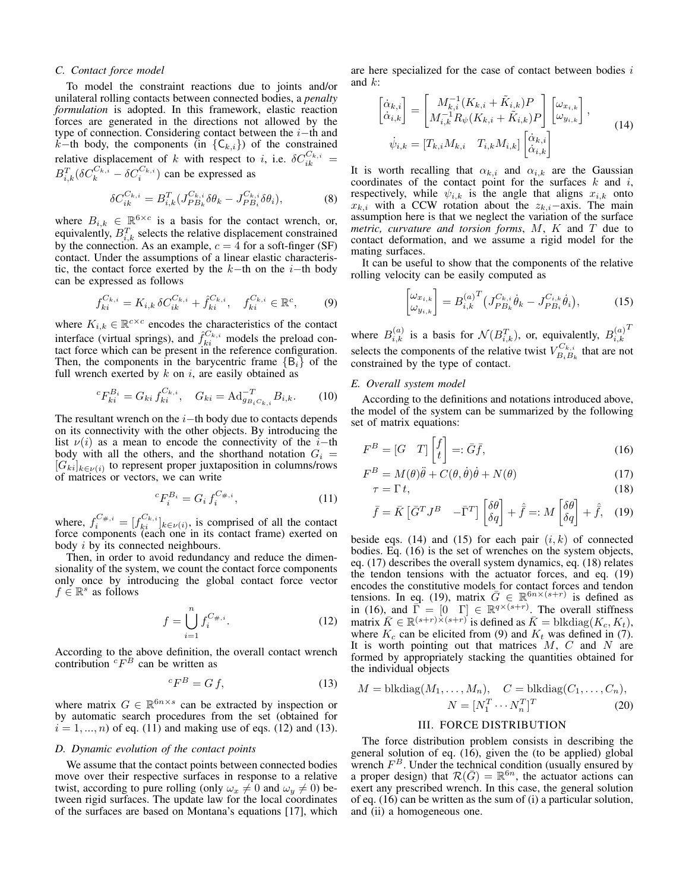### C. Contact force model

To model the constraint reactions due to joints and/or unilateral rolling contacts between connected bodies, a *penalty formulation* is adopted. In this framework, elastic reaction forces are generated in the directions not allowed by the type of connection. Considering contact between the $i$−th and $k$−th body, the components (in $\{\mathsf{C}_{k,i}\}$) of the constrained relative displacement of $k$ with respect to $i$, i.e. $\delta C_{ik}^{C_{k,i}} = B_{i,k}^T(\delta C_k^{C_{k,i}} - \delta C_i^{C_{k,i}})$ can be expressed as

$$\delta C_{ik}^{C_{k,i}} = B_{i,k}^T (J_{PB_k}^{C_{k,i}} \delta\theta_k - J_{PB_i}^{C_{k,i}} \delta\theta_i), \tag{8}$$

where $B_{i,k} \in \mathbb{R}^{6\times c}$ is a basis for the contact wrench, or, equivalently, $B_{i,k}^T$ selects the relative displacement constrained by the connection. As an example, $c = 4$ for a soft-finger (SF) contact. Under the assumptions of a linear elastic characteristic, the contact force exerted by the $k$−th on the $i$−th body can be expressed as follows

$$f_{ki}^{C_{k,i}} = K_{i,k}\, \delta C_{ik}^{C_{k,i}} + \hat{f}_{ki}^{C_{k,i}}, \quad f_{ki}^{C_{k,i}} \in \mathbb{R}^c, \tag{9}$$

where $K_{i,k} \in \mathbb{R}^{c\times c}$ encodes the characteristics of the contact interface (virtual springs), and $\hat{f}_{ki}^{C_{k,i}}$ models the preload contact force which can be present in the reference configuration. Then, the components in the barycentric frame $\{\mathsf{B}_i\}$ of the full wrench exerted by $k$ on $i$, are easily obtained as

$${}^{c}F_{ki}^{B_i} = G_{ki}\, f_{ki}^{C_{k,i}}, \quad G_{ki} = \mathrm{Ad}_{g_{B_i C_{k,i}}}^{-T} B_{i,k}. \tag{10}$$

The resultant wrench on the $i$−th body due to contacts depends on its connectivity with the other objects. By introducing the list $\nu(i)$ as a mean to encode the connectivity of the $i$−th body with all the others, and the shorthand notation $G_i = [G_{ki}]_{k\in\nu(i)}$ to represent proper juxtaposition in columns/rows of matrices or vectors, we can write

$${}^{c}F_i^{B_i} = G_i\, f_i^{C_{\#,i}}, \tag{11}$$

where, $f_i^{C_{\#,i}} = [f_{ki}^{C_{k,i}}]_{k\in\nu(i)}$, is comprised of all the contact force components (each one in its contact frame) exerted on body $i$ by its connected neighbours.

Then, in order to avoid redundancy and reduce the dimensionality of the system, we count the contact force components only once by introducing the global contact force vector $f \in \mathbb{R}^s$ as follows

$$f = \bigcup_{i=1}^{n} f_i^{C_{\#,i}}. \tag{12}$$

According to the above definition, the overall contact wrench contribution ${}^{c}F^B$ can be written as

$${}^{c}F^B = G\, f, \tag{13}$$

where matrix $G \in \mathbb{R}^{6n\times s}$ can be extracted by inspection or by automatic search procedures from the set (obtained for $i = 1, ..., n$) of eq. (11) and making use of eqs. (12) and (13).

### D. Dynamic evolution of the contact points

We assume that the contact points between connected bodies move over their respective surfaces in response to a relative twist, according to pure rolling (only $\omega_x \neq 0$ and $\omega_y \neq 0$) between rigid surfaces. The update law for the local coordinates of the surfaces are based on Montana's equations [17], which are here specialized for the case of contact between bodies $i$ and $k$:

$$\begin{bmatrix}\dot{\alpha}_{k,i}\\ \dot{\alpha}_{i,k}\end{bmatrix} = \begin{bmatrix} M_{k,i}^{-1}(K_{k,i} + \tilde{K}_{i,k})P \\ M_{i,k}^{-1} R_\psi (K_{k,i} + \tilde{K}_{i,k})P \end{bmatrix} \begin{bmatrix}\omega_{x_{i,k}}\\ \omega_{y_{i,k}}\end{bmatrix}, \qquad \dot{\psi}_{i,k} = [T_{k,i}M_{k,i} \quad T_{i,k}M_{i,k}] \begin{bmatrix}\dot{\alpha}_{k,i}\\ \dot{\alpha}_{i,k}\end{bmatrix} \tag{14}$$

It is worth recalling that $\alpha_{k,i}$ and $\alpha_{i,k}$ are the Gaussian coordinates of the contact point for the surfaces $k$ and $i$, respectively, while $\psi_{i,k}$ is the angle that aligns $x_{i,k}$ onto $x_{k,i}$ with a CCW rotation about the $z_{k,i}$−axis. The main assumption here is that we neglect the variation of the surface *metric, curvature and torsion forms*, $M$, $K$ and $T$ due to contact deformation, and we assume a rigid model for the mating surfaces.

It can be useful to show that the components of the relative rolling velocity can be easily computed as

$$\begin{bmatrix}\omega_{x_{i,k}}\\ \omega_{y_{i,k}}\end{bmatrix} = B_{i,k}^{(a)^T} \big(J_{PB_k}^{C_{k,i}} \dot{\theta}_k - J_{PB_i}^{C_{i,k}} \dot{\theta}_i\big), \tag{15}$$

where $B_{i,k}^{(a)}$ is a basis for $\mathcal{N}(B_{i,k}^T)$, or, equivalently, $B_{i,k}^{(a)^T}$ selects the components of the relative twist $V_{B_iB_k}^{C_{k,i}}$ that are not constrained by the type of contact.

### E. Overall system model

According to the definitions and notations introduced above, the model of the system can be summarized by the following set of matrix equations:

$$F^B = [G \quad T] \begin{bmatrix} f \\ t\end{bmatrix} =: \bar{G}\bar{f}, \tag{16}$$

$$F^B = M(\theta)\ddot{\theta} + C(\theta,\dot{\theta})\dot{\theta} + N(\theta) \tag{17}$$

$$\tau = \Gamma\, t, \tag{18}$$

$$\bar{f} = \bar{K}\begin{bmatrix}\bar{G}^T J^B & -\bar{\Gamma}^T\end{bmatrix}\begin{bmatrix}\delta\theta\\ \delta q\end{bmatrix} + \hat{\bar{f}} =: M\begin{bmatrix}\delta\theta\\ \delta q\end{bmatrix} + \hat{\bar{f}}, \tag{19}$$

beside eqs. (14) and (15) for each pair $(i, k)$ of connected bodies. Eq. (16) is the set of wrenches on the system objects, eq. (17) describes the overall system dynamics, eq. (18) relates the tendon tensions with the actuator forces, and eq. (19) encodes the constitutive models for contact forces and tendon tensions. In eq. (19), matrix $\bar{G} \in \mathbb{R}^{6n\times(s+r)}$ is defined as in (16), and $\bar{\Gamma} = [0 \quad \Gamma] \in \mathbb{R}^{q\times(s+r)}$. The overall stiffness matrix $\bar{K} \in \mathbb{R}^{(s+r)\times(s+r)}$ is defined as $\bar{K} = \mathrm{blkdiag}(K_c, K_t)$, where $K_c$ can be elicited from (9) and $K_t$ was defined in (7). It is worth pointing out that matrices $M$, $C$ and $N$ are formed by appropriately stacking the quantities obtained for the individual objects

$$M = \mathrm{blkdiag}(M_1, \ldots, M_n), \quad C = \mathrm{blkdiag}(C_1, \ldots, C_n), \quad N = [N_1^T \cdots N_n^T]^T \tag{20}$$

## III. FORCE DISTRIBUTION

The force distribution problem consists in describing the general solution of eq. (16), given the (to be applied) global wrench $F^B$. Under the technical condition (usually ensured by a proper design) that $\mathcal{R}(\bar{G}) = \mathbb{R}^{6n}$, the actuator actions can exert any prescribed wrench. In this case, the general solution of eq. (16) can be written as the sum of (i) a particular solution, and (ii) a homogeneous one.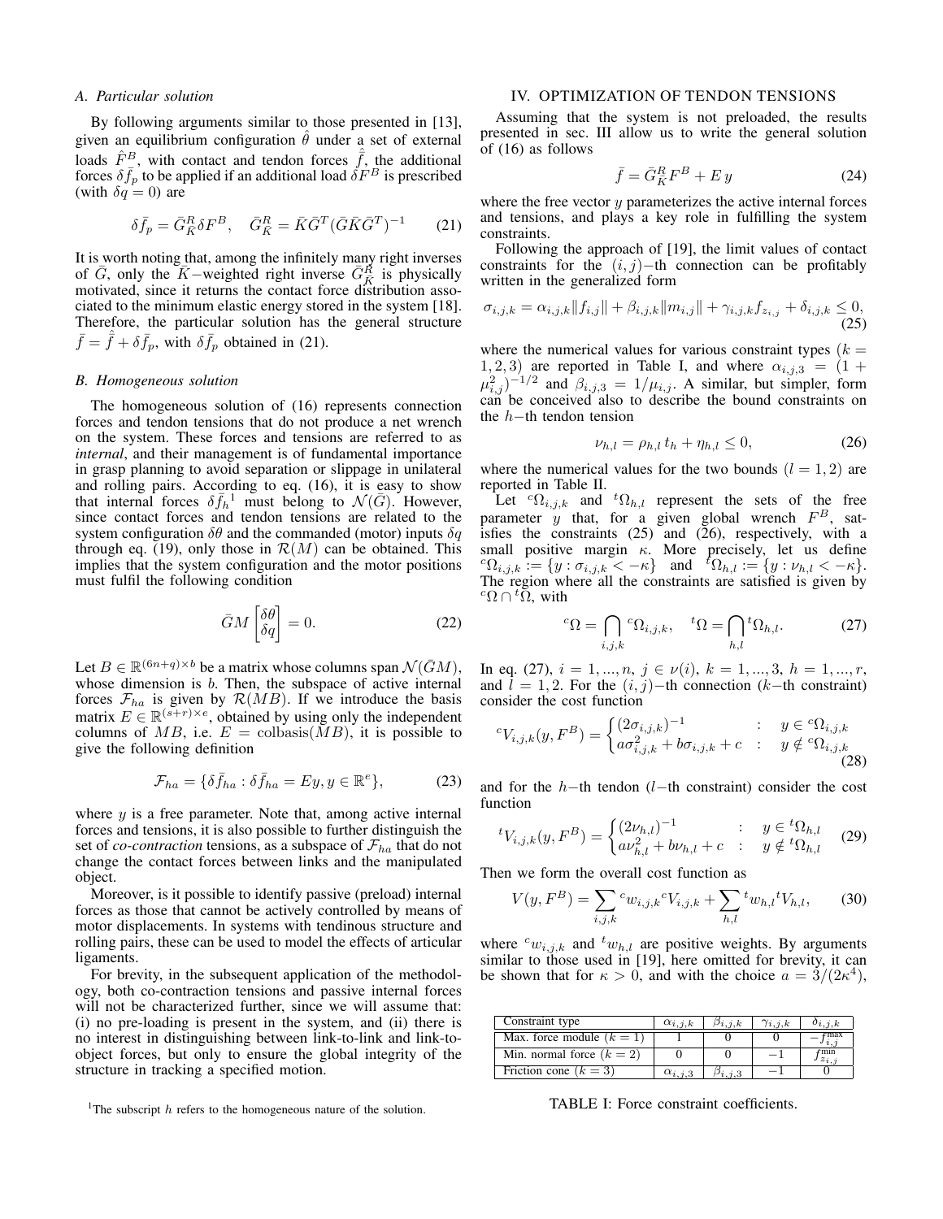### A. Particular solution

By following arguments similar to those presented in [13], given an equilibrium configuration $\hat{\theta}$ under a set of external loads $\hat{F}^B$, with contact and tendon forces $\hat{\bar{f}}$, the additional forces $\delta\bar{f}_p$ to be applied if an additional load $\delta F^B$ is prescribed (with $\delta q = 0$) are

$$\delta\bar{f}_p = \bar{G}^R_{\bar{K}}\delta F^B, \quad \bar{G}^R_{\bar{K}} = \bar{K}\bar{G}^T(\bar{G}\bar{K}\bar{G}^T)^{-1} \tag{21}$$

It is worth noting that, among the infinitely many right inverses of $\bar{G}$, only the $\bar{K}$−weighted right inverse $\bar{G}^R_{\bar{K}}$ is physically motivated, since it returns the contact force distribution associated to the minimum elastic energy stored in the system [18]. Therefore, the particular solution has the general structure $\bar{f} = \hat{\bar{f}} + \delta\bar{f}_p$, with $\delta\bar{f}_p$ obtained in (21).

### B. Homogeneous solution

The homogeneous solution of (16) represents connection forces and tendon tensions that do not produce a net wrench on the system. These forces and tensions are referred to as *internal*, and their management is of fundamental importance in grasp planning to avoid separation or slippage in unilateral and rolling pairs. According to eq. (16), it is easy to show that internal forces $\delta\bar{f}_h$[1] must belong to $\mathcal{N}(\bar{G})$. However, since contact forces and tendon tensions are related to the system configuration $\delta\theta$ and the commanded (motor) inputs $\delta q$ through eq. (19), only those in $\mathcal{R}(M)$ can be obtained. This implies that the system configuration and the motor positions must fulfil the following condition

$$\bar{G}M\begin{bmatrix}\delta\theta\\ \delta q\end{bmatrix} = 0. \tag{22}$$

Let $B \in \mathbb{R}^{(6n+q)\times b}$ be a matrix whose columns span $\mathcal{N}(\bar{G}M)$, whose dimension is $b$. Then, the subspace of active internal forces $\mathcal{F}_{ha}$ is given by $\mathcal{R}(MB)$. If we introduce the basis matrix $E \in \mathbb{R}^{(s+r)\times e}$, obtained by using only the independent columns of $MB$, i.e. $E = \text{colbasis}(MB)$, it is possible to give the following definition

$$\mathcal{F}_{ha} = \{\delta\bar{f}_{ha} : \delta\bar{f}_{ha} = Ey, y \in \mathbb{R}^e\}, \tag{23}$$

where $y$ is a free parameter. Note that, among active internal forces and tensions, it is also possible to further distinguish the set of *co-contraction* tensions, as a subspace of $\mathcal{F}_{ha}$ that do not change the contact forces between links and the manipulated object.

Moreover, is it possible to identify passive (preload) internal forces as those that cannot be actively controlled by means of motor displacements. In systems with tendinous structure and rolling pairs, these can be used to model the effects of articular ligaments.

For brevity, in the subsequent application of the methodology, both co-contraction tensions and passive internal forces will not be characterized further, since we will assume that: (i) no pre-loading is present in the system, and (ii) there is no interest in distinguishing between link-to-link and link-to-object forces, but only to ensure the global integrity of the structure in tracking a specified motion.

[1]The subscript $h$ refers to the homogeneous nature of the solution.

## IV. OPTIMIZATION OF TENDON TENSIONS

Assuming that the system is not preloaded, the results presented in sec. III allow us to write the general solution of (16) as follows

$$\bar{f} = \bar{G}^R_{\bar{K}}F^B + E\,y \tag{24}$$

where the free vector $y$ parameterizes the active internal forces and tensions, and plays a key role in fulfilling the system constraints.

Following the approach of [19], the limit values of contact constraints for the $(i,j)$−th connection can be profitably written in the generalized form

$$\sigma_{i,j,k} = \alpha_{i,j,k}\|f_{i,j}\| + \beta_{i,j,k}\|m_{i,j}\| + \gamma_{i,j,k}f_{z_{i,j}} + \delta_{i,j,k} \le 0, \tag{25}$$

where the numerical values for various constraint types ($k = 1,2,3$) are reported in Table I, and where $\alpha_{i,j,3} = (1+\mu_{i,j}^2)^{-1/2}$ and $\beta_{i,j,3} = 1/\mu_{i,j}$. A similar, but simpler, form can be conceived also to describe the bound constraints on the $h$−th tendon tension

$$\nu_{h,l} = \rho_{h,l}\,t_h + \eta_{h,l} \le 0, \tag{26}$$

where the numerical values for the two bounds ($l = 1,2$) are reported in Table II.

Let ${}^c\Omega_{i,j,k}$ and ${}^t\Omega_{h,l}$ represent the sets of the free parameter $y$ that, for a given global wrench $F^B$, satisfies the constraints (25) and (26), respectively, with a small positive margin $\kappa$. More precisely, let us define ${}^c\Omega_{i,j,k} := \{y : \sigma_{i,j,k} < -\kappa\}$ and ${}^t\Omega_{h,l} := \{y : \nu_{h,l} < -\kappa\}$. The region where all the constraints are satisfied is given by ${}^c\Omega \cap {}^t\Omega$, with

$${}^c\Omega = \bigcap_{i,j,k}{}^c\Omega_{i,j,k}, \quad {}^t\Omega = \bigcap_{h,l}{}^t\Omega_{h,l}. \tag{27}$$

In eq. (27), $i = 1,...,n$, $j \in \nu(i)$, $k = 1,...,3$, $h = 1,...,r$, and $l = 1,2$. For the $(i,j)$−th connection ($k$−th constraint) consider the cost function

$${}^cV_{i,j,k}(y,F^B) = \begin{cases}(2\sigma_{i,j,k})^{-1} & : \quad y \in {}^c\Omega_{i,j,k}\\ a\sigma_{i,j,k}^2 + b\sigma_{i,j,k} + c & : \quad y \notin {}^c\Omega_{i,j,k}\end{cases} \tag{28}$$

and for the $h$−th tendon ($l$−th constraint) consider the cost function

$${}^tV_{i,j,k}(y,F^B) = \begin{cases}(2\nu_{h,l})^{-1} & : \quad y \in {}^t\Omega_{h,l}\\ a\nu_{h,l}^2 + b\nu_{h,l} + c & : \quad y \notin {}^t\Omega_{h,l}\end{cases} \tag{29}$$

Then we form the overall cost function as

$$V(y,F^B) = \sum_{i,j,k}{}^cw_{i,j,k}{}^cV_{i,j,k} + \sum_{h,l}{}^tw_{h,l}{}^tV_{h,l}, \tag{30}$$

where ${}^cw_{i,j,k}$ and ${}^tw_{h,l}$ are positive weights. By arguments similar to those used in [19], here omitted for brevity, it can be shown that for $\kappa > 0$, and with the choice $a = 3/(2\kappa^4)$,

| Constraint type | $\alpha_{i,j,k}$ | $\beta_{i,j,k}$ | $\gamma_{i,j,k}$ | $\delta_{i,j,k}$ |
|---|---|---|---|---|
| Max. force module ($k=1$) | 1 | 0 | 0 | $-f^{\max}_{i,j}$ |
| Min. normal force ($k=2$) | 0 | 0 | $-1$ | $f^{\min}_{z_{i,j}}$ |
| Friction cone ($k=3$) | $\alpha_{i,j,3}$ | $\beta_{i,j,3}$ | $-1$ | 0 |

TABLE I: Force constraint coefficients.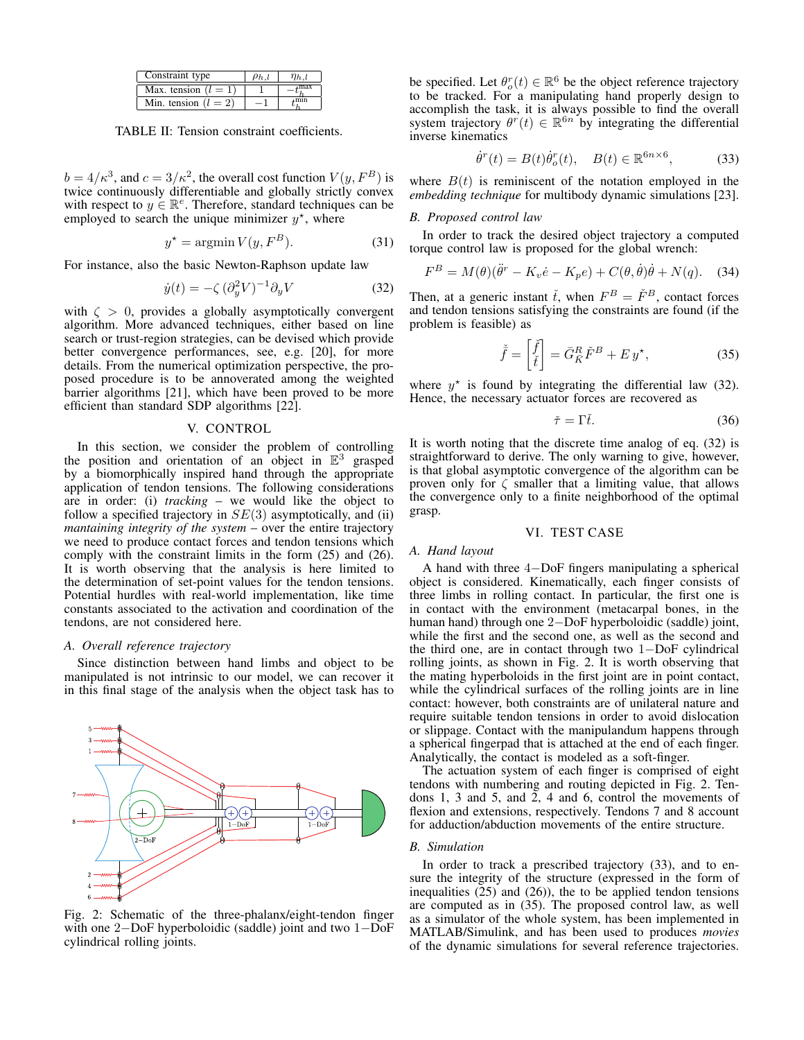| Constraint type | $\rho_{h,l}$ | $\eta_{h,l}$ |
|---|---|---|
| Max. tension ($l = 1$) | $1$ | $-t_h^{\max}$ |
| Min. tension ($l = 2$) | $-1$ | $t_h^{\min}$ |

TABLE II: Tension constraint coefficients.

$b = 4/\kappa^3$, and $c = 3/\kappa^2$, the overall cost function $V(y, F^B)$ is twice continuously differentiable and globally strictly convex with respect to $y \in \mathbb{R}^e$. Therefore, standard techniques can be employed to search the unique minimizer $y^\star$, where

$$y^\star = \operatorname{argmin} V(y, F^B). \tag{31}$$

For instance, also the basic Newton-Raphson update law

$$\dot{y}(t) = -\zeta \, (\partial_y^2 V)^{-1} \partial_y V \tag{32}$$

with $\zeta > 0$, provides a globally asymptotically convergent algorithm. More advanced techniques, either based on line search or trust-region strategies, can be devised which provide better convergence performances, see, e.g. [20], for more details. From the numerical optimization perspective, the proposed procedure is to be annoverated among the weighted barrier algorithms [21], which have been proved to be more efficient than standard SDP algorithms [22].

## V. CONTROL

In this section, we consider the problem of controlling the position and orientation of an object in $\mathbb{E}^3$ grasped by a biomorphically inspired hand through the appropriate application of tendon tensions. The following considerations are in order: (i) *tracking* – we would like the object to follow a specified trajectory in $SE(3)$ asymptotically, and (ii) *mantaining integrity of the system* – over the entire trajectory we need to produce contact forces and tendon tensions which comply with the constraint limits in the form (25) and (26). It is worth observing that the analysis is here limited to the determination of set-point values for the tendon tensions. Potential hurdles with real-world implementation, like time constants associated to the activation and coordination of the tendons, are not considered here.

### A. Overall reference trajectory

Since distinction between hand limbs and object to be manipulated is not intrinsic to our model, we can recover it in this final stage of the analysis when the object task has to be specified. Let $\theta_o^r(t) \in \mathbb{R}^6$ be the object reference trajectory to be tracked. For a manipulating hand properly design to accomplish the task, it is always possible to find the overall system trajectory $\theta^r(t) \in \mathbb{R}^{6n}$ by integrating the differential inverse kinematics

$$\dot{\theta}^r(t) = B(t)\dot{\theta}_o^r(t), \quad B(t) \in \mathbb{R}^{6n \times 6}, \tag{33}$$

where $B(t)$ is reminiscent of the notation employed in the *embedding technique* for multibody dynamic simulations [23].

### B. Proposed control law

In order to track the desired object trajectory a computed torque control law is proposed for the global wrench:

$$F^B = M(\theta)(\ddot{\theta}^r - K_v \dot{e} - K_p e) + C(\theta, \dot{\theta})\dot{\theta} + N(q). \tag{34}$$

Then, at a generic instant $\check{t}$, when $F^B = \check{F}^B$, contact forces and tendon tensions satisfying the constraints are found (if the problem is feasible) as

$$\check{f} = \begin{bmatrix} \check{f} \\ \check{t} \end{bmatrix} = \bar{G}_K^R \check{F}^B + E\, y^\star, \tag{35}$$

where $y^\star$ is found by integrating the differential law (32). Hence, the necessary actuator forces are recovered as

$$\check{\tau} = \Gamma \check{t}. \tag{36}$$

It is worth noting that the discrete time analog of eq. (32) is straightforward to derive. The only warning to give, however, is that global asymptotic convergence of the algorithm can be proven only for $\zeta$ smaller that a limiting value, that allows the convergence only to a finite neighborhood of the optimal grasp.

## VI. TEST CASE

### A. Hand layout

A hand with three 4−DoF fingers manipulating a spherical object is considered. Kinematically, each finger consists of three limbs in rolling contact. In particular, the first one is in contact with the environment (metacarpal bones, in the human hand) through one 2−DoF hyperboloidic (saddle) joint, while the first and the second one, as well as the second and the third one, are in contact through two 1−DoF cylindrical rolling joints, as shown in Fig. 2. It is worth observing that the mating hyperboloids in the first joint are in point contact, while the cylindrical surfaces of the rolling joints are in line contact: however, both constraints are of unilateral nature and require suitable tendon tensions in order to avoid dislocation or slippage. Contact with the manipulandum happens through a spherical fingerpad that is attached at the end of each finger. Analytically, the contact is modeled as a soft-finger.

The actuation system of each finger is comprised of eight tendons with numbering and routing depicted in Fig. 2. Tendons 1, 3 and 5, and 2, 4 and 6, control the movements of flexion and extensions, respectively. Tendons 7 and 8 account for adduction/abduction movements of the entire structure.

### B. Simulation

In order to track a prescribed trajectory (33), and to ensure the integrity of the structure (expressed in the form of inequalities (25) and (26)), the to be applied tendon tensions are computed as in (35). The proposed control law, as well as a simulator of the whole system, has been implemented in MATLAB/Simulink, and has been used to produces *movies* of the dynamic simulations for several reference trajectories.

Fig. 2: Schematic of the three-phalanx/eight-tendon finger with one 2−DoF hyperboloidic (saddle) joint and two 1−DoF cylindrical rolling joints.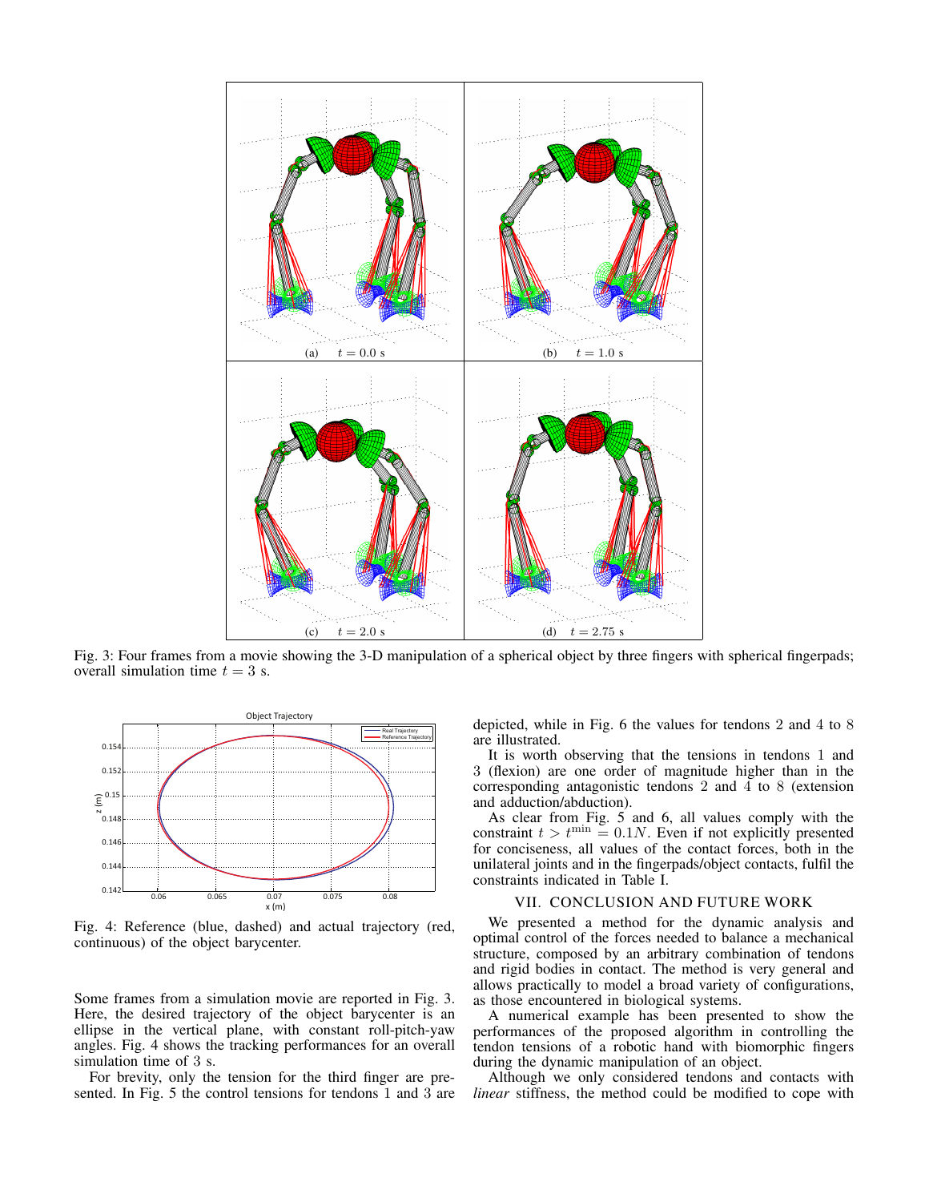Fig. 3: Four frames from a movie showing the 3-D manipulation of a spherical object by three fingers with spherical fingerpads; overall simulation time $t = 3$ s.

Fig. 4: Reference (blue, dashed) and actual trajectory (red, continuous) of the object barycenter.

Some frames from a simulation movie are reported in Fig. 3. Here, the desired trajectory of the object barycenter is an ellipse in the vertical plane, with constant roll-pitch-yaw angles. Fig. 4 shows the tracking performances for an overall simulation time of 3 s.

For brevity, only the tension for the third finger are presented. In Fig. 5 the control tensions for tendons 1 and 3 are depicted, while in Fig. 6 the values for tendons 2 and 4 to 8 are illustrated.

It is worth observing that the tensions in tendons 1 and 3 (flexion) are one order of magnitude higher than in the corresponding antagonistic tendons 2 and 4 to 8 (extension and adduction/abduction).

As clear from Fig. 5 and 6, all values comply with the constraint $t > t^{\min} = 0.1N$. Even if not explicitly presented for conciseness, all values of the contact forces, both in the unilateral joints and in the fingerpads/object contacts, fulfil the constraints indicated in Table I.

## VII. CONCLUSION AND FUTURE WORK

We presented a method for the dynamic analysis and optimal control of the forces needed to balance a mechanical structure, composed by an arbitrary combination of tendons and rigid bodies in contact. The method is very general and allows practically to model a broad variety of configurations, as those encountered in biological systems.

A numerical example has been presented to show the performances of the proposed algorithm in controlling the tendon tensions of a robotic hand with biomorphic fingers during the dynamic manipulation of an object.

Although we only considered tendons and contacts with *linear* stiffness, the method could be modified to cope with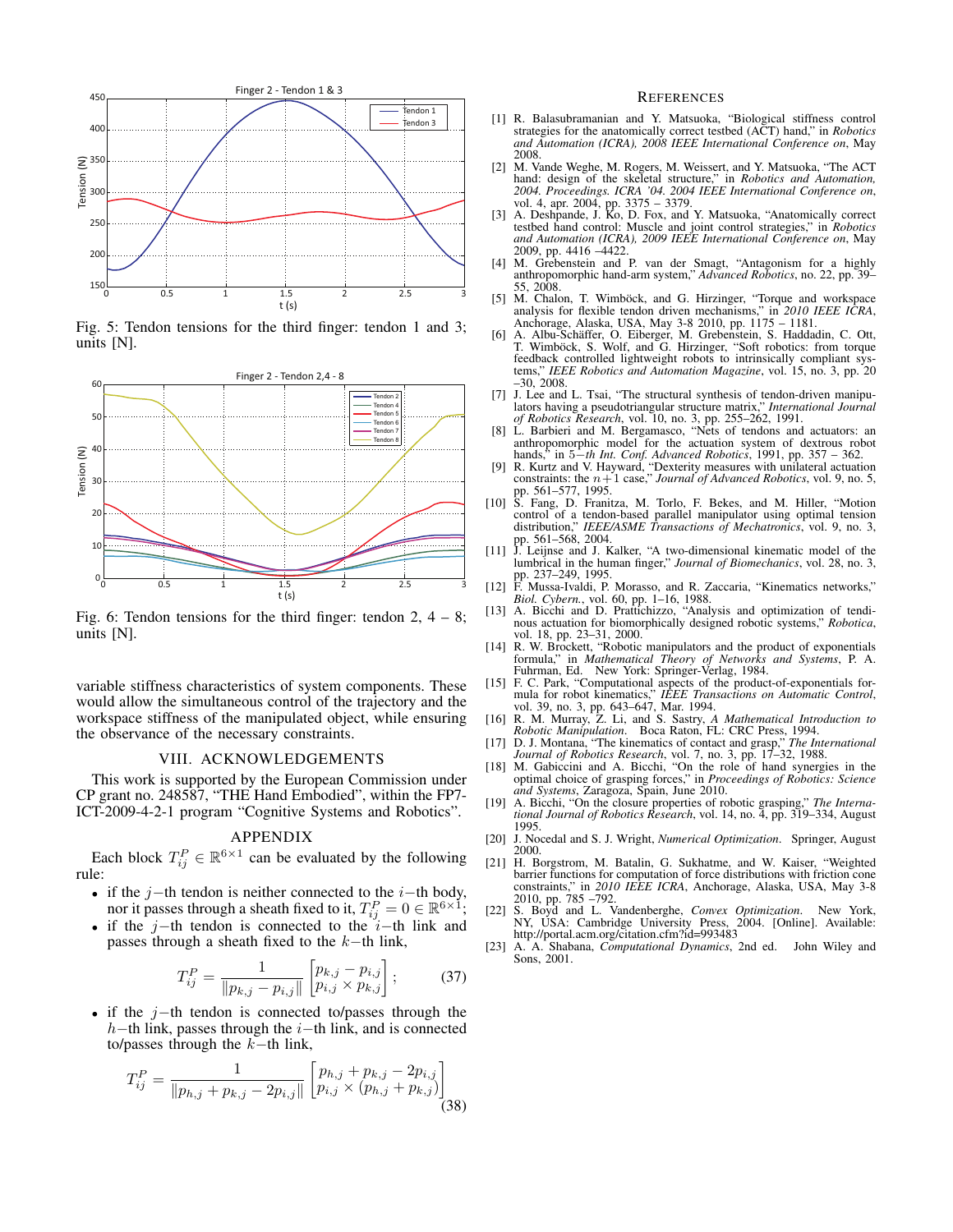Finger 2 - Tendon 1 & 3

Tension (N)

t (s)

Tendon 1
Tendon 3

Fig. 5: Tendon tensions for the third finger: tendon 1 and 3; units [N].

Finger 2 - Tendon 2,4 - 8

Tension (N)

t (s)

Tendon 2
Tendon 4
Tendon 5
Tendon 6
Tendon 7
Tendon 8

Fig. 6: Tendon tensions for the third finger: tendon 2, 4 – 8; units [N].

variable stiffness characteristics of system components. These would allow the simultaneous control of the trajectory and the workspace stiffness of the manipulated object, while ensuring the observance of the necessary constraints.

## VIII. Acknowledgements

This work is supported by the European Commission under CP grant no. 248587, "THE Hand Embodied", within the FP7-ICT-2009-4-2-1 program "Cognitive Systems and Robotics".

## Appendix

Each block $T_{ij}^P \in \mathbb{R}^{6\times 1}$ can be evaluated by the following rule:

- if the $j-$th tendon is neither connected to the $i-$th body, nor it passes through a sheath fixed to it, $T_{ij}^P = 0 \in \mathbb{R}^{6\times 1}$;
- if the $j-$th tendon is connected to the $i-$th link and passes through a sheath fixed to the $k-$th link,

$$T_{ij}^P = \frac{1}{\|p_{k,j} - p_{i,j}\|}\begin{bmatrix} p_{k,j} - p_{i,j} \\ p_{i,j} \times p_{k,j} \end{bmatrix}; \qquad (37)$$

- if the $j-$th tendon is connected to/passes through the $h-$th link, passes through the $i-$th link, and is connected to/passes through the $k-$th link,

$$T_{ij}^P = \frac{1}{\|p_{h,j} + p_{k,j} - 2p_{i,j}\|}\begin{bmatrix} p_{h,j} + p_{k,j} - 2p_{i,j} \\ p_{i,j} \times (p_{h,j} + p_{k,j}) \end{bmatrix} \qquad (38)$$

## References

[1] R. Balasubramanian and Y. Matsuoka, "Biological stiffness control strategies for the anatomically correct testbed (ACT) hand," in *Robotics and Automation (ICRA), 2008 IEEE International Conference on*, May 2008.

[2] M. Vande Weghe, M. Rogers, M. Weissert, and Y. Matsuoka, "The ACT hand: design of the skeletal structure," in *Robotics and Automation, 2004. Proceedings. ICRA '04. 2004 IEEE International Conference on*, vol. 4, apr. 2004, pp. 3375 – 3379.

[3] A. Deshpande, J. Ko, D. Fox, and Y. Matsuoka, "Anatomically correct testbed hand control: Muscle and joint control strategies," in *Robotics and Automation (ICRA), 2009 IEEE International Conference on*, May 2009, pp. 4416 –4422.

[4] M. Grebenstein and P. van der Smagt, "Antagonism for a highly anthropomorphic hand-arm system," *Advanced Robotics*, no. 22, pp. 39–55, 2008.

[5] M. Chalon, T. Wimböck, and G. Hirzinger, "Torque and workspace analysis for flexible tendon driven mechanisms," in *2010 IEEE ICRA*, Anchorage, Alaska, USA, May 3-8 2010, pp. 1175 – 1181.

[6] A. Albu-Schäffer, O. Eiberger, M. Grebenstein, S. Haddadin, C. Ott, T. Wimböck, S. Wolf, and G. Hirzinger, "Soft robotics: from torque feedback controlled lightweight robots to intrinsically compliant systems," *IEEE Robotics and Automation Magazine*, vol. 15, no. 3, pp. 20 –30, 2008.

[7] J. Lee and L. Tsai, "The structural synthesis of tendon-driven manipulators having a pseudotriangular structure matrix," *International Journal of Robotics Research*, vol. 10, no. 3, pp. 255–262, 1991.

[8] L. Barbieri and M. Bergamasco, "Nets of tendons and actuators: an anthropomorphic model for the actuation system of dextrous robot hands," in *5−th Int. Conf. Advanced Robotics*, 1991, pp. 357 – 362.

[9] R. Kurtz and V. Hayward, "Dexterity measures with unilateral actuation constraints: the $n+1$ case," *Journal of Advanced Robotics*, vol. 9, no. 5, pp. 561–577, 1995.

[10] S. Fang, D. Franitza, M. Torlo, F. Bekes, and M. Hiller, "Motion control of a tendon-based parallel manipulator using optimal tension distribution," *IEEE/ASME Transactions of Mechatronics*, vol. 9, no. 3, pp. 561–568, 2004.

[11] J. Leijnse and J. Kalker, "A two-dimensional kinematic model of the lumbrical in the human finger," *Journal of Biomechanics*, vol. 28, no. 3, pp. 237–249, 1995.

[12] F. Mussa-Ivaldi, P. Morasso, and R. Zaccaria, "Kinematics networks," *Biol. Cybern.*, vol. 60, pp. 1–16, 1988.

[13] A. Bicchi and D. Prattichizzo, "Analysis and optimization of tendinous actuation for biomorphically designed robotic systems," *Robotica*, vol. 18, pp. 23–31, 2000.

[14] R. W. Brockett, "Robotic manipulators and the product of exponentials formula," in *Mathematical Theory of Networks and Systems*, P. A. Fuhrman, Ed. New York: Springer-Verlag, 1984.

[15] F. C. Park, "Computational aspects of the product-of-exponentials formula for robot kinematics," *IEEE Transactions on Automatic Control*, vol. 39, no. 3, pp. 643–647, Mar. 1994.

[16] R. M. Murray, Z. Li, and S. S. Sastry, *A Mathematical Introduction to Robotic Manipulation*. Boca Raton, FL: CRC Press, 1994.

[17] D. J. Montana, "The kinematics of contact and grasp," *The International Journal of Robotics Research*, vol. 7, no. 3, pp. 17–32, 1988.

[18] M. Gabiccini and A. Bicchi, "On the role of hand synergies in the optimal choice of grasping forces," in *Proceedings of Robotics: Science and Systems*, Zaragoza, Spain, June 2010.

[19] A. Bicchi, "On the closure properties of robotic grasping," *The International Journal of Robotics Research*, vol. 14, no. 4, pp. 319–334, August 1995.

[20] J. Nocedal and S. J. Wright, *Numerical Optimization*. Springer, August 2000.

[21] H. Borgstrom, M. Batalin, G. Sukhatme, and W. Kaiser, "Weighted barrier functions for computation of force distributions with friction cone constraints," in *2010 IEEE ICRA*, Anchorage, Alaska, USA, May 3-8 2010, pp. 785 –792.

[22] S. Boyd and L. Vandenberghe, *Convex Optimization*. New York, NY, USA: Cambridge University Press, 2004. [Online]. Available: http://portal.acm.org/citation.cfm?id=993483

[23] A. A. Shabana, *Computational Dynamics*, 2nd ed. John Wiley and Sons, 2001.